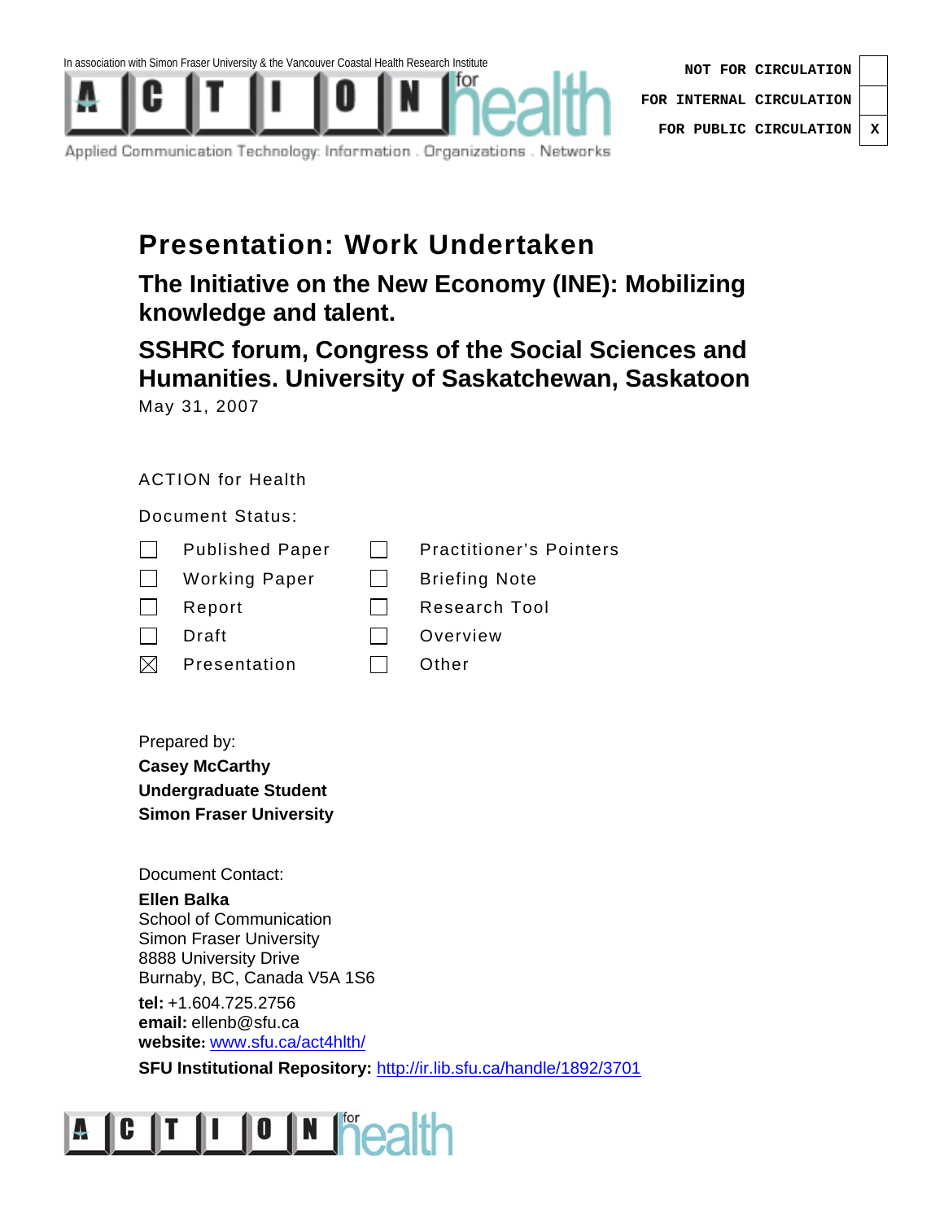In association with Simon Fraser University & the Vancouver Coastal Health Research Institute

ACTION for health

Applied Communication Technology: Information . Organizations . Networks

| | |
|---|---|
| NOT FOR CIRCULATION | |
| FOR INTERNAL CIRCULATION | |
| FOR PUBLIC CIRCULATION | X |

# Presentation: Work Undertaken

## The Initiative on the New Economy (INE): Mobilizing knowledge and talent.

## SSHRC forum, Congress of the Social Sciences and Humanities. University of Saskatchewan, Saskatoon

May 31, 2007

ACTION for Health

Document Status:

| | | | |
|---|---|---|---|
| ☐ | Published Paper | ☐ | Practitioner's Pointers |
| ☐ | Working Paper | ☐ | Briefing Note |
| ☐ | Report | ☐ | Research Tool |
| ☐ | Draft | ☐ | Overview |
| ☒ | Presentation | ☐ | Other |

Prepared by:
**Casey McCarthy**
**Undergraduate Student**
**Simon Fraser University**

Document Contact:
**Ellen Balka**
School of Communication
Simon Fraser University
8888 University Drive
Burnaby, BC, Canada V5A 1S6

**tel:** +1.604.725.2756
**email:** ellenb@sfu.ca
**website:** www.sfu.ca/act4hlth/

**SFU Institutional Repository:** http://ir.lib.sfu.ca/handle/1892/3701

ACTION for health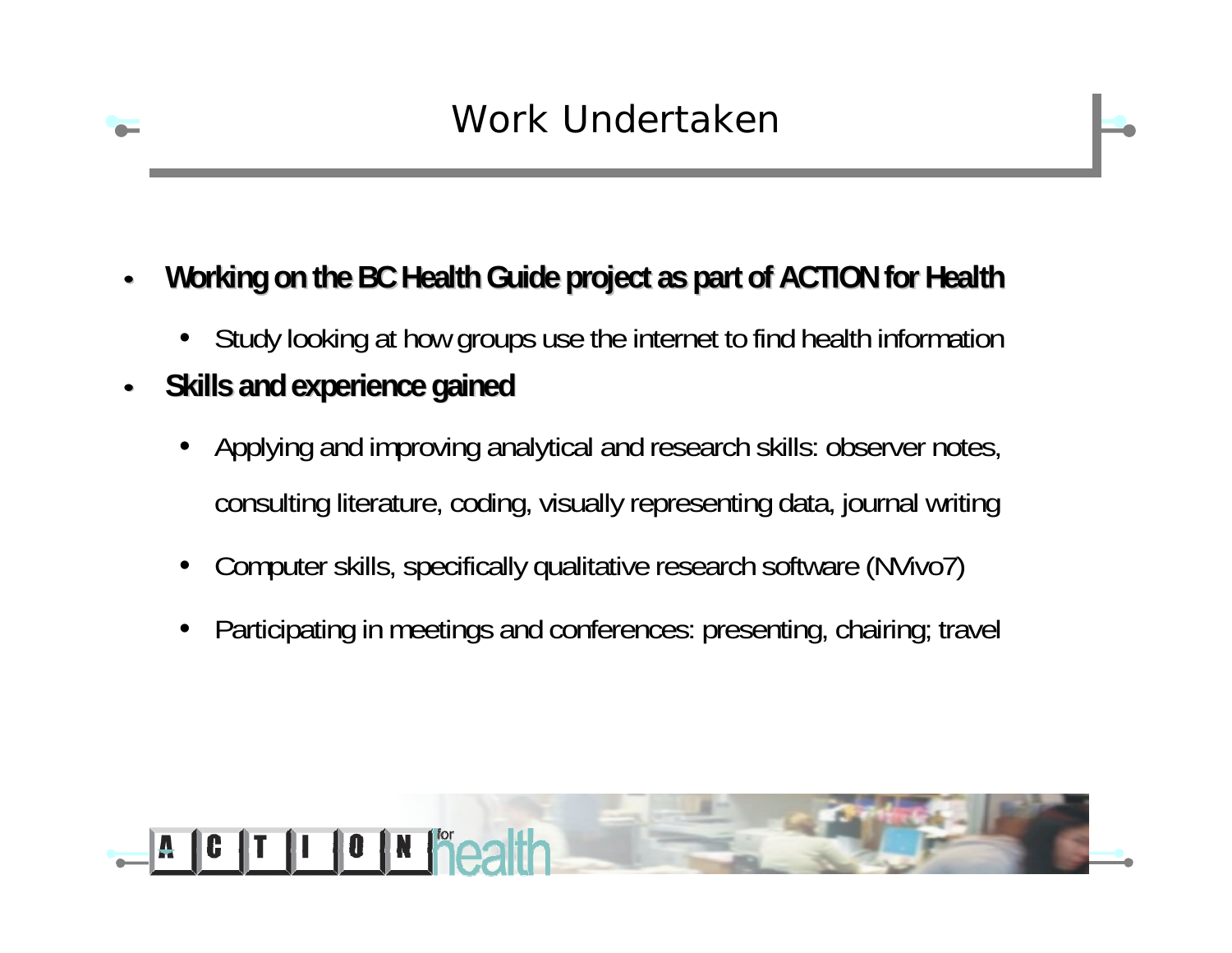# Work Undertaken

- **Working on the BC Health Guide project as part of ACTION for Health**
  - Study looking at how groups use the internet to find health information
- **Skills and experience gained**
  - Applying and improving analytical and research skills: observer notes, consulting literature, coding, visually representing data, journal writing
  - Computer skills, specifically qualitative research software (NVivo7)
  - Participating in meetings and conferences: presenting, chairing; travel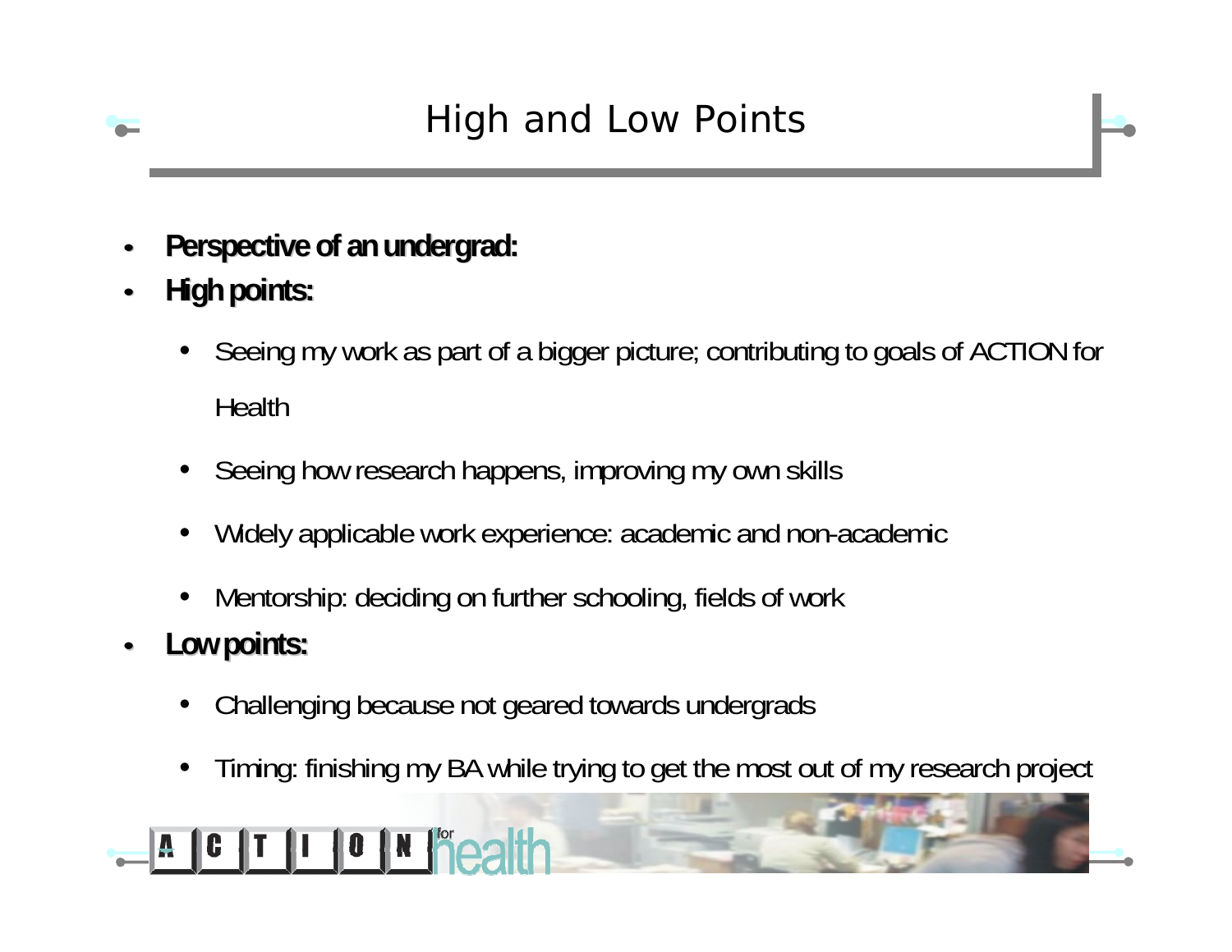# High and Low Points

- **Perspective of an undergrad:**
- **High points:**
  - Seeing my work as part of a bigger picture; contributing to goals of ACTION for Health
  - Seeing how research happens, improving my own skills
  - Widely applicable work experience: academic and non-academic
  - Mentorship: deciding on further schooling, fields of work
- **Low points:**
  - Challenging because not geared towards undergrads
  - Timing: finishing my BA while trying to get the most out of my research project